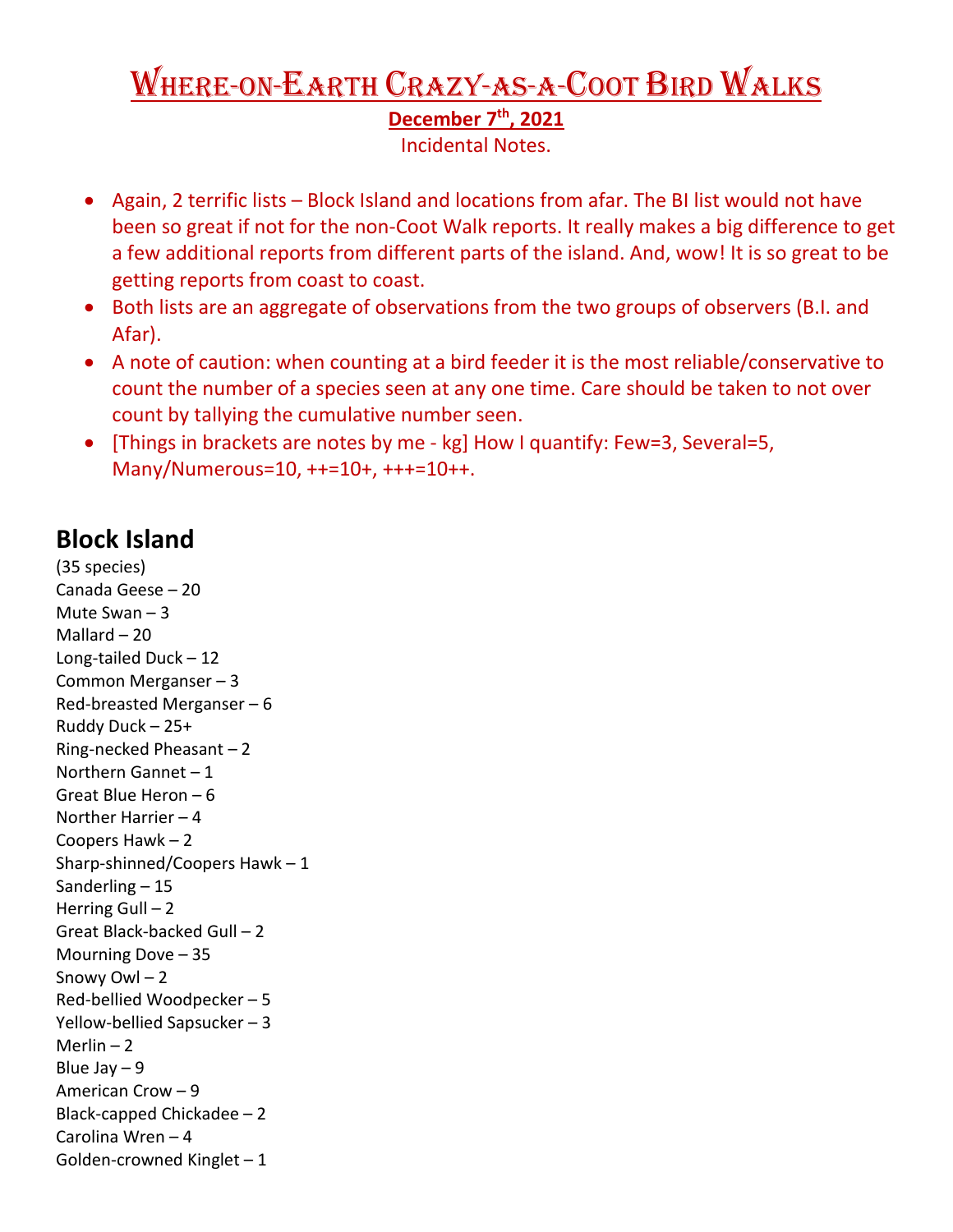# Where-on-Earth Crazy-as-a-Coot Bird Walks

**December 7th, 2021**

Incidental Notes.

- Again, 2 terrific lists – Block Island and locations from afar. The BI list would not have been so great if not for the non-Coot Walk reports. It really makes a big difference to get a few additional reports from different parts of the island. And, wow! It is so great to be getting reports from coast to coast.
- Both lists are an aggregate of observations from the two groups of observers (B.I. and Afar).
- A note of caution: when counting at a bird feeder it is the most reliable/conservative to count the number of a species seen at any one time. Care should be taken to not over count by tallying the cumulative number seen.
- [Things in brackets are notes by me - kg] How I quantify: Few=3, Several=5, Many/Numerous=10, ++=10+, +++=10++.

## Block Island

(35 species)
Canada Geese – 20
Mute Swan – 3
Mallard – 20
Long-tailed Duck – 12
Common Merganser – 3
Red-breasted Merganser – 6
Ruddy Duck – 25+
Ring-necked Pheasant – 2
Northern Gannet – 1
Great Blue Heron – 6
Norther Harrier – 4
Coopers Hawk – 2
Sharp-shinned/Coopers Hawk – 1
Sanderling – 15
Herring Gull – 2
Great Black-backed Gull – 2
Mourning Dove – 35
Snowy Owl – 2
Red-bellied Woodpecker – 5
Yellow-bellied Sapsucker – 3
Merlin – 2
Blue Jay – 9
American Crow – 9
Black-capped Chickadee – 2
Carolina Wren – 4
Golden-crowned Kinglet – 1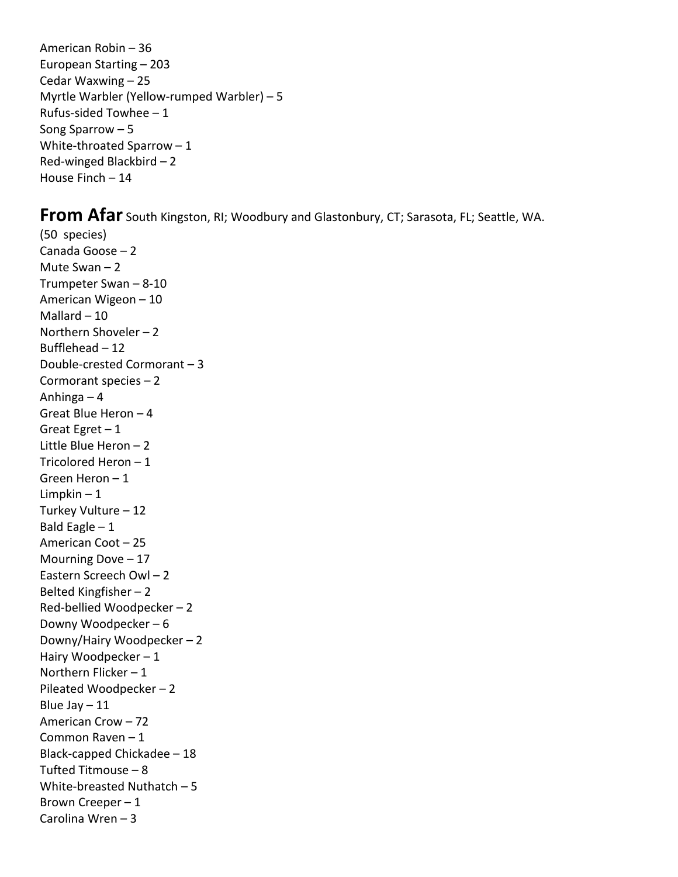American Robin – 36
European Starting – 203
Cedar Waxwing – 25
Myrtle Warbler (Yellow-rumped Warbler) – 5
Rufus-sided Towhee – 1
Song Sparrow – 5
White-throated Sparrow – 1
Red-winged Blackbird – 2
House Finch – 14

## From Afar

South Kingston, RI; Woodbury and Glastonbury, CT; Sarasota, FL; Seattle, WA.

(50 species)
Canada Goose – 2
Mute Swan – 2
Trumpeter Swan – 8-10
American Wigeon – 10
Mallard – 10
Northern Shoveler – 2
Bufflehead – 12
Double-crested Cormorant – 3
Cormorant species – 2
Anhinga – 4
Great Blue Heron – 4
Great Egret – 1
Little Blue Heron – 2
Tricolored Heron – 1
Green Heron – 1
Limpkin – 1
Turkey Vulture – 12
Bald Eagle – 1
American Coot – 25
Mourning Dove – 17
Eastern Screech Owl – 2
Belted Kingfisher – 2
Red-bellied Woodpecker – 2
Downy Woodpecker – 6
Downy/Hairy Woodpecker – 2
Hairy Woodpecker – 1
Northern Flicker – 1
Pileated Woodpecker – 2
Blue Jay – 11
American Crow – 72
Common Raven – 1
Black-capped Chickadee – 18
Tufted Titmouse – 8
White-breasted Nuthatch – 5
Brown Creeper – 1
Carolina Wren – 3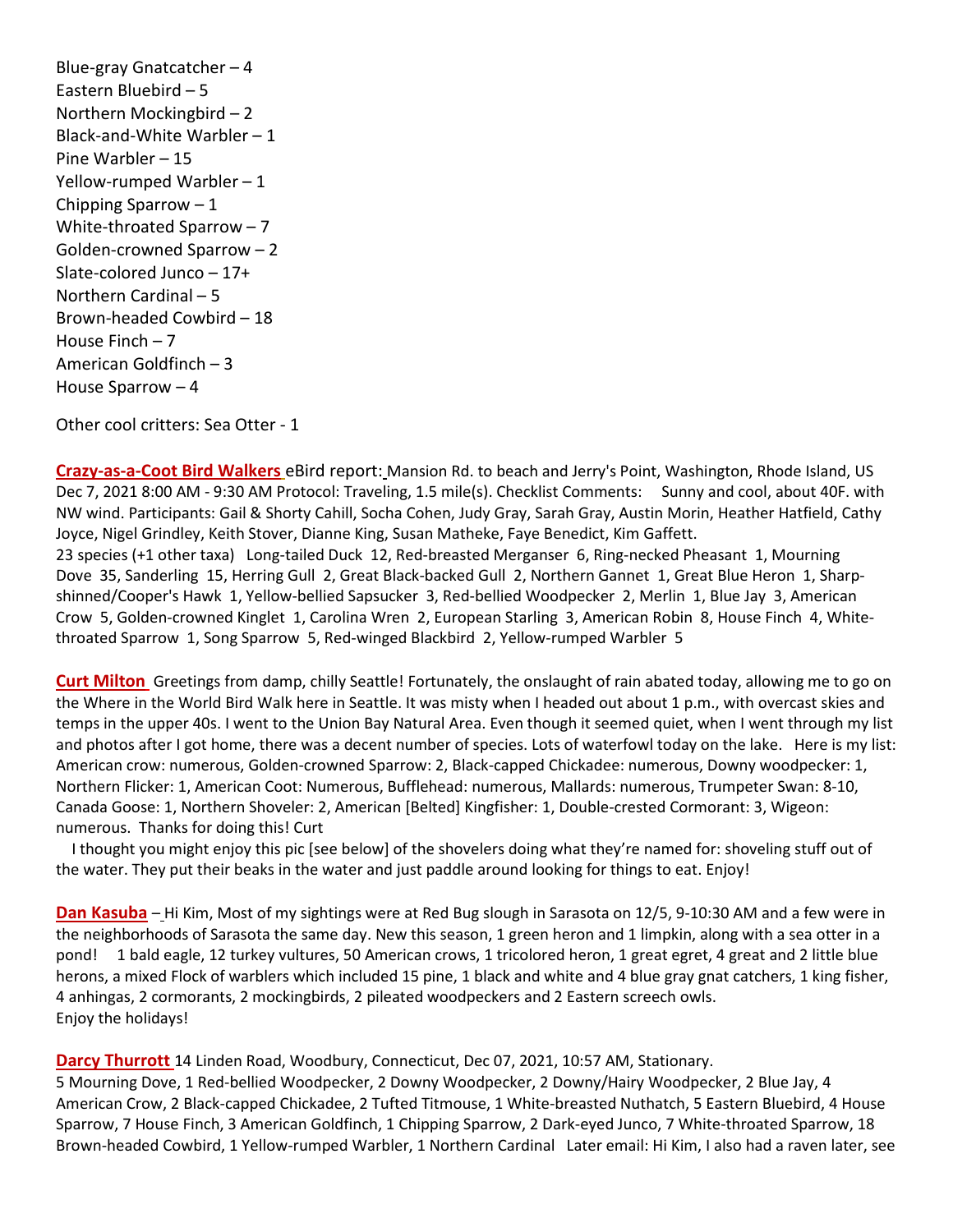Blue-gray Gnatcatcher – 4
Eastern Bluebird – 5
Northern Mockingbird – 2
Black-and-White Warbler – 1
Pine Warbler – 15
Yellow-rumped Warbler – 1
Chipping Sparrow – 1
White-throated Sparrow – 7
Golden-crowned Sparrow – 2
Slate-colored Junco – 17+
Northern Cardinal – 5
Brown-headed Cowbird – 18
House Finch – 7
American Goldfinch – 3
House Sparrow – 4

Other cool critters: Sea Otter - 1

**Crazy-as-a-Coot Bird Walkers** eBird report: Mansion Rd. to beach and Jerry's Point, Washington, Rhode Island, US Dec 7, 2021 8:00 AM - 9:30 AM Protocol: Traveling, 1.5 mile(s). Checklist Comments: Sunny and cool, about 40F. with NW wind. Participants: Gail & Shorty Cahill, Socha Cohen, Judy Gray, Sarah Gray, Austin Morin, Heather Hatfield, Cathy Joyce, Nigel Grindley, Keith Stover, Dianne King, Susan Matheke, Faye Benedict, Kim Gaffett.
23 species (+1 other taxa) Long-tailed Duck 12, Red-breasted Merganser 6, Ring-necked Pheasant 1, Mourning Dove 35, Sanderling 15, Herring Gull 2, Great Black-backed Gull 2, Northern Gannet 1, Great Blue Heron 1, Sharp-shinned/Cooper's Hawk 1, Yellow-bellied Sapsucker 3, Red-bellied Woodpecker 2, Merlin 1, Blue Jay 3, American Crow 5, Golden-crowned Kinglet 1, Carolina Wren 2, European Starling 3, American Robin 8, House Finch 4, White-throated Sparrow 1, Song Sparrow 5, Red-winged Blackbird 2, Yellow-rumped Warbler 5

**Curt Milton** Greetings from damp, chilly Seattle! Fortunately, the onslaught of rain abated today, allowing me to go on the Where in the World Bird Walk here in Seattle. It was misty when I headed out about 1 p.m., with overcast skies and temps in the upper 40s. I went to the Union Bay Natural Area. Even though it seemed quiet, when I went through my list and photos after I got home, there was a decent number of species. Lots of waterfowl today on the lake. Here is my list: American crow: numerous, Golden-crowned Sparrow: 2, Black-capped Chickadee: numerous, Downy woodpecker: 1, Northern Flicker: 1, American Coot: Numerous, Bufflehead: numerous, Mallards: numerous, Trumpeter Swan: 8-10, Canada Goose: 1, Northern Shoveler: 2, American [Belted] Kingfisher: 1, Double-crested Cormorant: 3, Wigeon: numerous. Thanks for doing this! Curt

I thought you might enjoy this pic [see below] of the shovelers doing what they're named for: shoveling stuff out of the water. They put their beaks in the water and just paddle around looking for things to eat. Enjoy!

**Dan Kasuba** – Hi Kim, Most of my sightings were at Red Bug slough in Sarasota on 12/5, 9-10:30 AM and a few were in the neighborhoods of Sarasota the same day. New this season, 1 green heron and 1 limpkin, along with a sea otter in a pond! 1 bald eagle, 12 turkey vultures, 50 American crows, 1 tricolored heron, 1 great egret, 4 great and 2 little blue herons, a mixed Flock of warblers which included 15 pine, 1 black and white and 4 blue gray gnat catchers, 1 king fisher, 4 anhingas, 2 cormorants, 2 mockingbirds, 2 pileated woodpeckers and 2 Eastern screech owls.
Enjoy the holidays!

**Darcy Thurrott** 14 Linden Road, Woodbury, Connecticut, Dec 07, 2021, 10:57 AM, Stationary.
5 Mourning Dove, 1 Red-bellied Woodpecker, 2 Downy Woodpecker, 2 Downy/Hairy Woodpecker, 2 Blue Jay, 4 American Crow, 2 Black-capped Chickadee, 2 Tufted Titmouse, 1 White-breasted Nuthatch, 5 Eastern Bluebird, 4 House Sparrow, 7 House Finch, 3 American Goldfinch, 1 Chipping Sparrow, 2 Dark-eyed Junco, 7 White-throated Sparrow, 18 Brown-headed Cowbird, 1 Yellow-rumped Warbler, 1 Northern Cardinal Later email: Hi Kim, I also had a raven later, see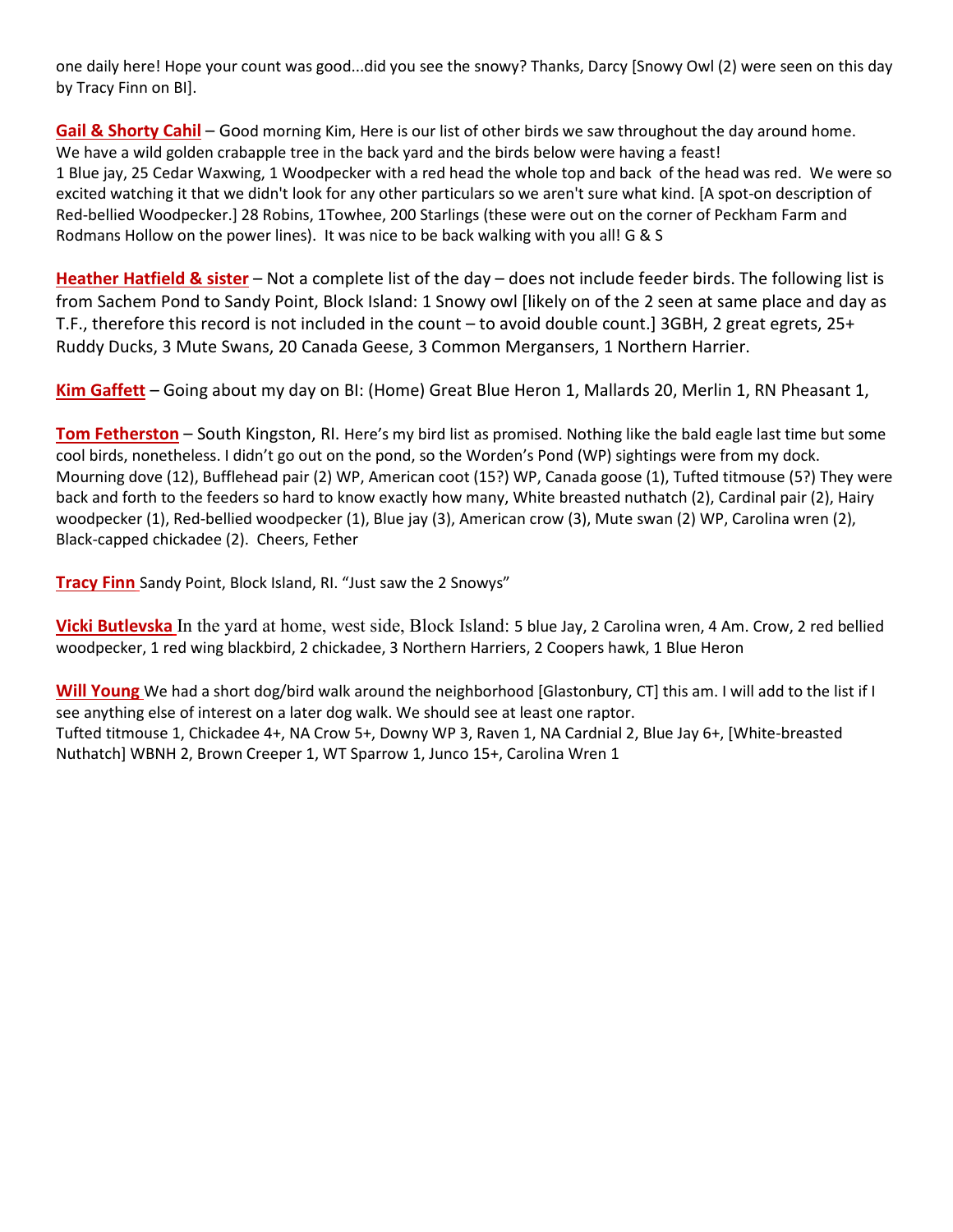one daily here! Hope your count was good...did you see the snowy? Thanks, Darcy [Snowy Owl (2) were seen on this day by Tracy Finn on BI].

**Gail & Shorty Cahil** – Good morning Kim, Here is our list of other birds we saw throughout the day around home. We have a wild golden crabapple tree in the back yard and the birds below were having a feast!
1 Blue jay, 25 Cedar Waxwing, 1 Woodpecker with a red head the whole top and back of the head was red. We were so excited watching it that we didn't look for any other particulars so we aren't sure what kind. [A spot-on description of Red-bellied Woodpecker.] 28 Robins, 1Towhee, 200 Starlings (these were out on the corner of Peckham Farm and Rodmans Hollow on the power lines). It was nice to be back walking with you all! G & S

**Heather Hatfield & sister** – Not a complete list of the day – does not include feeder birds. The following list is from Sachem Pond to Sandy Point, Block Island: 1 Snowy owl [likely on of the 2 seen at same place and day as T.F., therefore this record is not included in the count – to avoid double count.] 3GBH, 2 great egrets, 25+ Ruddy Ducks, 3 Mute Swans, 20 Canada Geese, 3 Common Mergansers, 1 Northern Harrier.

**Kim Gaffett** – Going about my day on BI: (Home) Great Blue Heron 1, Mallards 20, Merlin 1, RN Pheasant 1,

**Tom Fetherston** – South Kingston, RI. Here's my bird list as promised. Nothing like the bald eagle last time but some cool birds, nonetheless. I didn't go out on the pond, so the Worden's Pond (WP) sightings were from my dock. Mourning dove (12), Bufflehead pair (2) WP, American coot (15?) WP, Canada goose (1), Tufted titmouse (5?) They were back and forth to the feeders so hard to know exactly how many, White breasted nuthatch (2), Cardinal pair (2), Hairy woodpecker (1), Red-bellied woodpecker (1), Blue jay (3), American crow (3), Mute swan (2) WP, Carolina wren (2), Black-capped chickadee (2). Cheers, Fether

**Tracy Finn** Sandy Point, Block Island, RI. "Just saw the 2 Snowys"

**Vicki Butlevska** In the yard at home, west side, Block Island: 5 blue Jay, 2 Carolina wren, 4 Am. Crow, 2 red bellied woodpecker, 1 red wing blackbird, 2 chickadee, 3 Northern Harriers, 2 Coopers hawk, 1 Blue Heron

**Will Young** We had a short dog/bird walk around the neighborhood [Glastonbury, CT] this am. I will add to the list if I see anything else of interest on a later dog walk. We should see at least one raptor.
Tufted titmouse 1, Chickadee 4+, NA Crow 5+, Downy WP 3, Raven 1, NA Cardnial 2, Blue Jay 6+, [White-breasted Nuthatch] WBNH 2, Brown Creeper 1, WT Sparrow 1, Junco 15+, Carolina Wren 1